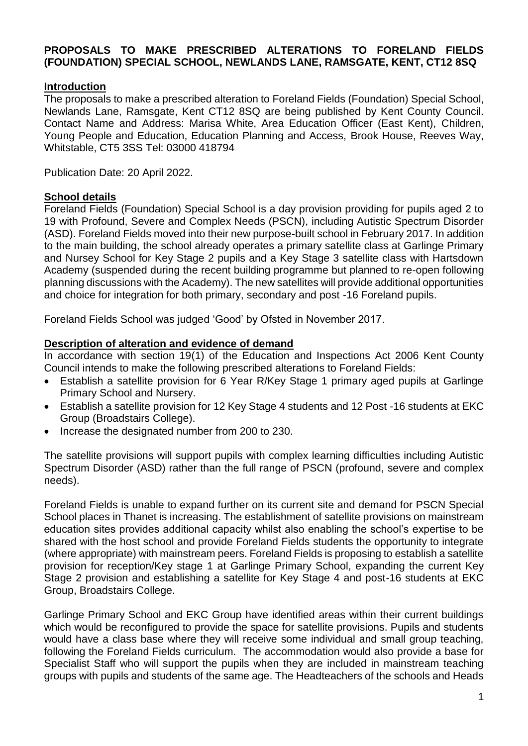# PROPOSALS TO MAKE PRESCRIBED ALTERATIONS TO FORELAND FIELDS (FOUNDATION) SPECIAL SCHOOL, NEWLANDS LANE, RAMSGATE, KENT, CT12 8SQ

## Introduction

The proposals to make a prescribed alteration to Foreland Fields (Foundation) Special School, Newlands Lane, Ramsgate, Kent CT12 8SQ are being published by Kent County Council. Contact Name and Address: Marisa White, Area Education Officer (East Kent), Children, Young People and Education, Education Planning and Access, Brook House, Reeves Way, Whitstable, CT5 3SS Tel: 03000 418794

Publication Date: 20 April 2022.

## School details

Foreland Fields (Foundation) Special School is a day provision providing for pupils aged 2 to 19 with Profound, Severe and Complex Needs (PSCN), including Autistic Spectrum Disorder (ASD). Foreland Fields moved into their new purpose-built school in February 2017. In addition to the main building, the school already operates a primary satellite class at Garlinge Primary and Nursey School for Key Stage 2 pupils and a Key Stage 3 satellite class with Hartsdown Academy (suspended during the recent building programme but planned to re-open following planning discussions with the Academy). The new satellites will provide additional opportunities and choice for integration for both primary, secondary and post -16 Foreland pupils.

Foreland Fields School was judged 'Good' by Ofsted in November 2017.

## Description of alteration and evidence of demand

In accordance with section 19(1) of the Education and Inspections Act 2006 Kent County Council intends to make the following prescribed alterations to Foreland Fields:

- Establish a satellite provision for 6 Year R/Key Stage 1 primary aged pupils at Garlinge Primary School and Nursery.
- Establish a satellite provision for 12 Key Stage 4 students and 12 Post -16 students at EKC Group (Broadstairs College).
- Increase the designated number from 200 to 230.

The satellite provisions will support pupils with complex learning difficulties including Autistic Spectrum Disorder (ASD) rather than the full range of PSCN (profound, severe and complex needs).

Foreland Fields is unable to expand further on its current site and demand for PSCN Special School places in Thanet is increasing. The establishment of satellite provisions on mainstream education sites provides additional capacity whilst also enabling the school's expertise to be shared with the host school and provide Foreland Fields students the opportunity to integrate (where appropriate) with mainstream peers. Foreland Fields is proposing to establish a satellite provision for reception/Key stage 1 at Garlinge Primary School, expanding the current Key Stage 2 provision and establishing a satellite for Key Stage 4 and post-16 students at EKC Group, Broadstairs College.

Garlinge Primary School and EKC Group have identified areas within their current buildings which would be reconfigured to provide the space for satellite provisions. Pupils and students would have a class base where they will receive some individual and small group teaching, following the Foreland Fields curriculum. The accommodation would also provide a base for Specialist Staff who will support the pupils when they are included in mainstream teaching groups with pupils and students of the same age. The Headteachers of the schools and Heads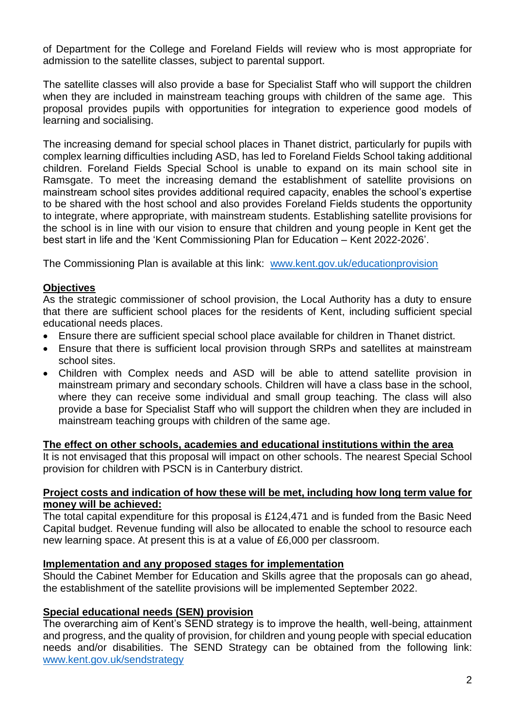of Department for the College and Foreland Fields will review who is most appropriate for admission to the satellite classes, subject to parental support.

The satellite classes will also provide a base for Specialist Staff who will support the children when they are included in mainstream teaching groups with children of the same age. This proposal provides pupils with opportunities for integration to experience good models of learning and socialising.

The increasing demand for special school places in Thanet district, particularly for pupils with complex learning difficulties including ASD, has led to Foreland Fields School taking additional children. Foreland Fields Special School is unable to expand on its main school site in Ramsgate. To meet the increasing demand the establishment of satellite provisions on mainstream school sites provides additional required capacity, enables the school's expertise to be shared with the host school and also provides Foreland Fields students the opportunity to integrate, where appropriate, with mainstream students. Establishing satellite provisions for the school is in line with our vision to ensure that children and young people in Kent get the best start in life and the 'Kent Commissioning Plan for Education – Kent 2022-2026'.

The Commissioning Plan is available at this link: [www.kent.gov.uk/educationprovision](www.kent.gov.uk/educationprovision)

**Objectives**

As the strategic commissioner of school provision, the Local Authority has a duty to ensure that there are sufficient school places for the residents of Kent, including sufficient special educational needs places.

- Ensure there are sufficient special school place available for children in Thanet district.
- Ensure that there is sufficient local provision through SRPs and satellites at mainstream school sites.
- Children with Complex needs and ASD will be able to attend satellite provision in mainstream primary and secondary schools. Children will have a class base in the school, where they can receive some individual and small group teaching. The class will also provide a base for Specialist Staff who will support the children when they are included in mainstream teaching groups with children of the same age.

**The effect on other schools, academies and educational institutions within the area**

It is not envisaged that this proposal will impact on other schools. The nearest Special School provision for children with PSCN is in Canterbury district.

**Project costs and indication of how these will be met, including how long term value for money will be achieved:**

The total capital expenditure for this proposal is £124,471 and is funded from the Basic Need Capital budget. Revenue funding will also be allocated to enable the school to resource each new learning space. At present this is at a value of £6,000 per classroom.

**Implementation and any proposed stages for implementation**

Should the Cabinet Member for Education and Skills agree that the proposals can go ahead, the establishment of the satellite provisions will be implemented September 2022.

**Special educational needs (SEN) provision**

The overarching aim of Kent's SEND strategy is to improve the health, well-being, attainment and progress, and the quality of provision, for children and young people with special education needs and/or disabilities. The SEND Strategy can be obtained from the following link: [www.kent.gov.uk/sendstrategy](www.kent.gov.uk/sendstrategy)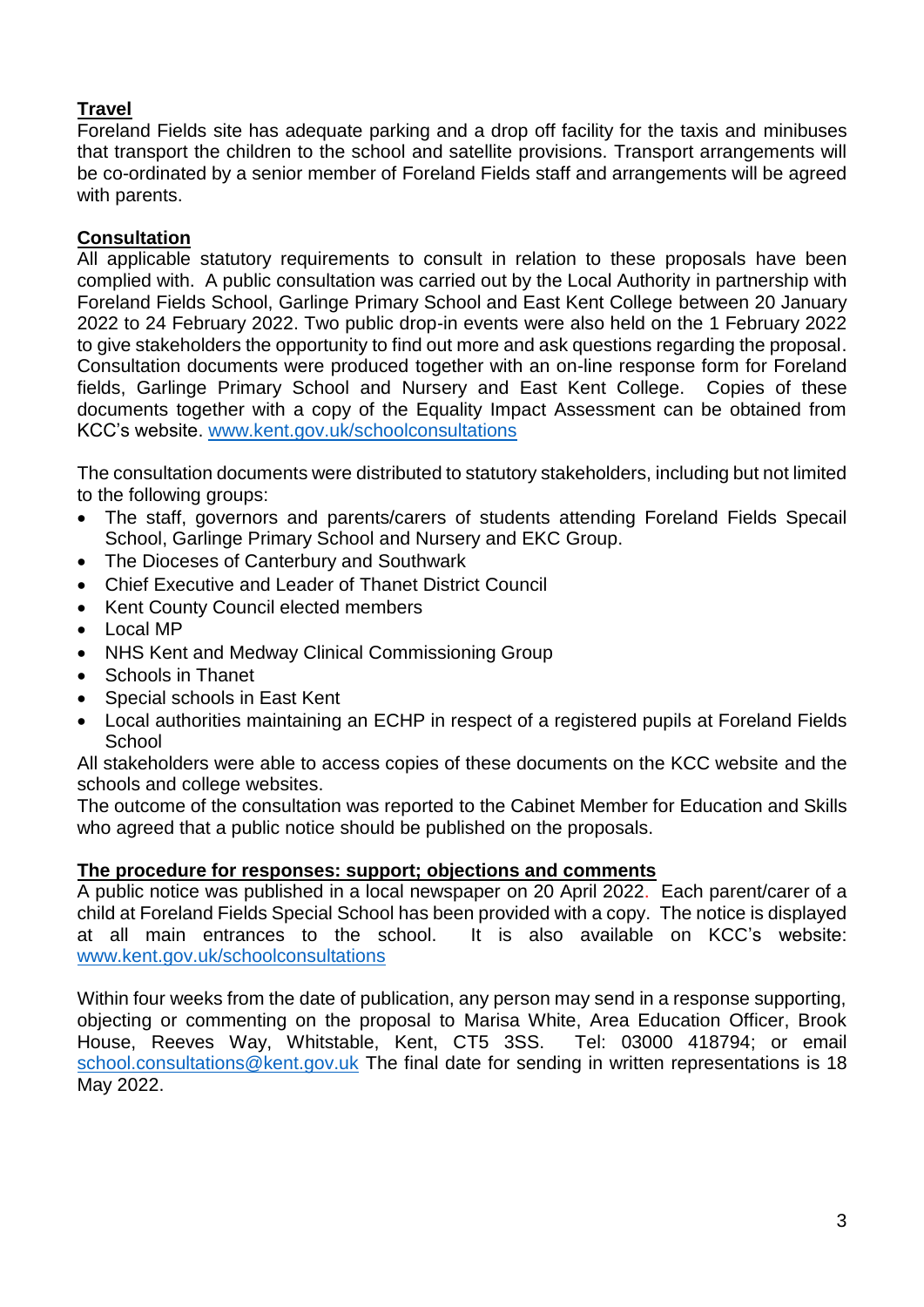**Travel**

Foreland Fields site has adequate parking and a drop off facility for the taxis and minibuses that transport the children to the school and satellite provisions. Transport arrangements will be co-ordinated by a senior member of Foreland Fields staff and arrangements will be agreed with parents.

**Consultation**

All applicable statutory requirements to consult in relation to these proposals have been complied with. A public consultation was carried out by the Local Authority in partnership with Foreland Fields School, Garlinge Primary School and East Kent College between 20 January 2022 to 24 February 2022. Two public drop-in events were also held on the 1 February 2022 to give stakeholders the opportunity to find out more and ask questions regarding the proposal. Consultation documents were produced together with an on-line response form for Foreland fields, Garlinge Primary School and Nursery and East Kent College. Copies of these documents together with a copy of the Equality Impact Assessment can be obtained from KCC's website. [www.kent.gov.uk/schoolconsultations](http://www.kent.gov.uk/schoolconsultations)

The consultation documents were distributed to statutory stakeholders, including but not limited to the following groups:

- The staff, governors and parents/carers of students attending Foreland Fields Specail School, Garlinge Primary School and Nursery and EKC Group.
- The Dioceses of Canterbury and Southwark
- Chief Executive and Leader of Thanet District Council
- Kent County Council elected members
- Local MP
- NHS Kent and Medway Clinical Commissioning Group
- Schools in Thanet
- Special schools in East Kent
- Local authorities maintaining an ECHP in respect of a registered pupils at Foreland Fields School

All stakeholders were able to access copies of these documents on the KCC website and the schools and college websites.

The outcome of the consultation was reported to the Cabinet Member for Education and Skills who agreed that a public notice should be published on the proposals.

**The procedure for responses: support; objections and comments**

A public notice was published in a local newspaper on 20 April 2022. Each parent/carer of a child at Foreland Fields Special School has been provided with a copy. The notice is displayed at all main entrances to the school. It is also available on KCC's website: [www.kent.gov.uk/schoolconsultations](http://www.kent.gov.uk/schoolconsultations)

Within four weeks from the date of publication, any person may send in a response supporting, objecting or commenting on the proposal to Marisa White, Area Education Officer, Brook House, Reeves Way, Whitstable, Kent, CT5 3SS. Tel: 03000 418794; or email [school.consultations@kent.gov.uk](mailto:school.consultations@kent.gov.uk) The final date for sending in written representations is 18 May 2022.